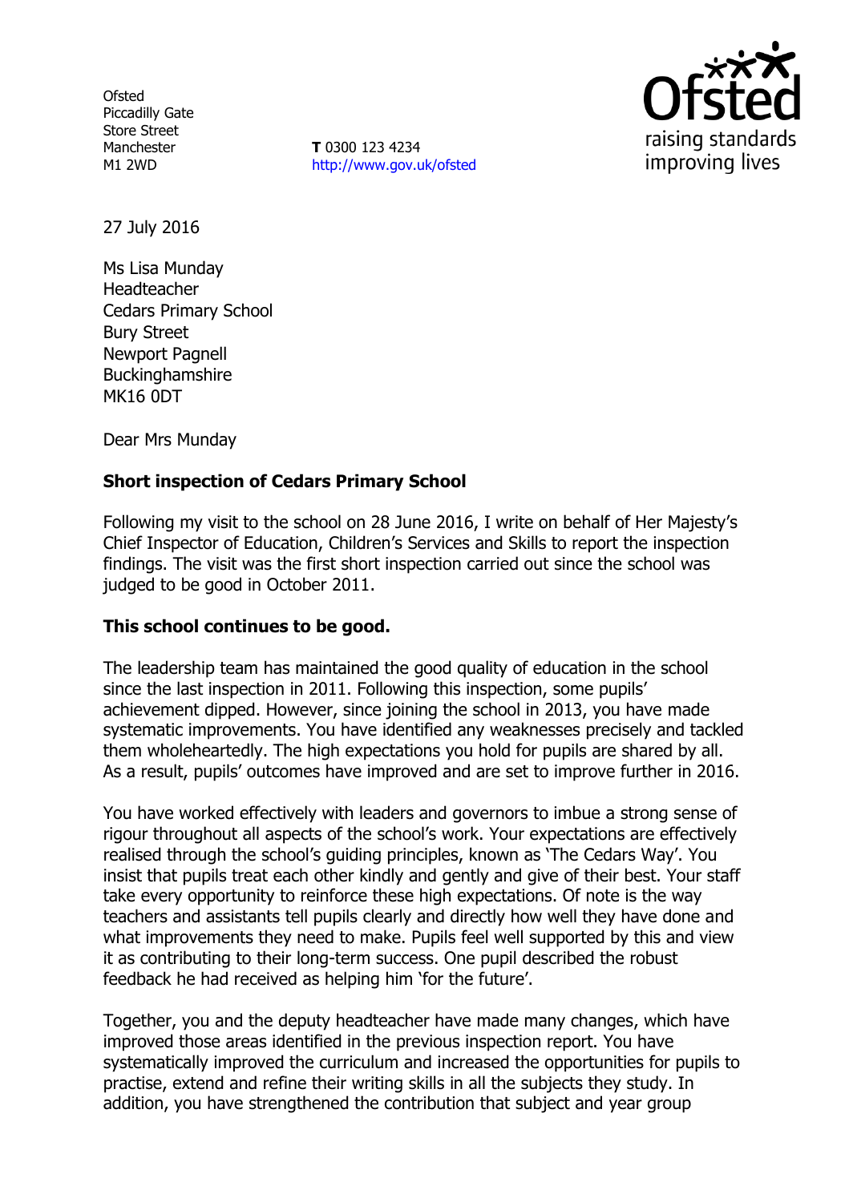Ofsted
Piccadilly Gate
Store Street
Manchester
M1 2WD

**T** 0300 123 4234
http://www.gov.uk/ofsted

27 July 2016

Ms Lisa Munday
Headteacher
Cedars Primary School
Bury Street
Newport Pagnell
Buckinghamshire
MK16 0DT

Dear Mrs Munday

**Short inspection of Cedars Primary School**

Following my visit to the school on 28 June 2016, I write on behalf of Her Majesty's Chief Inspector of Education, Children's Services and Skills to report the inspection findings. The visit was the first short inspection carried out since the school was judged to be good in October 2011.

**This school continues to be good.**

The leadership team has maintained the good quality of education in the school since the last inspection in 2011. Following this inspection, some pupils' achievement dipped. However, since joining the school in 2013, you have made systematic improvements. You have identified any weaknesses precisely and tackled them wholeheartedly. The high expectations you hold for pupils are shared by all. As a result, pupils' outcomes have improved and are set to improve further in 2016.

You have worked effectively with leaders and governors to imbue a strong sense of rigour throughout all aspects of the school's work. Your expectations are effectively realised through the school's guiding principles, known as 'The Cedars Way'. You insist that pupils treat each other kindly and gently and give of their best. Your staff take every opportunity to reinforce these high expectations. Of note is the way teachers and assistants tell pupils clearly and directly how well they have done and what improvements they need to make. Pupils feel well supported by this and view it as contributing to their long-term success. One pupil described the robust feedback he had received as helping him 'for the future'.

Together, you and the deputy headteacher have made many changes, which have improved those areas identified in the previous inspection report. You have systematically improved the curriculum and increased the opportunities for pupils to practise, extend and refine their writing skills in all the subjects they study. In addition, you have strengthened the contribution that subject and year group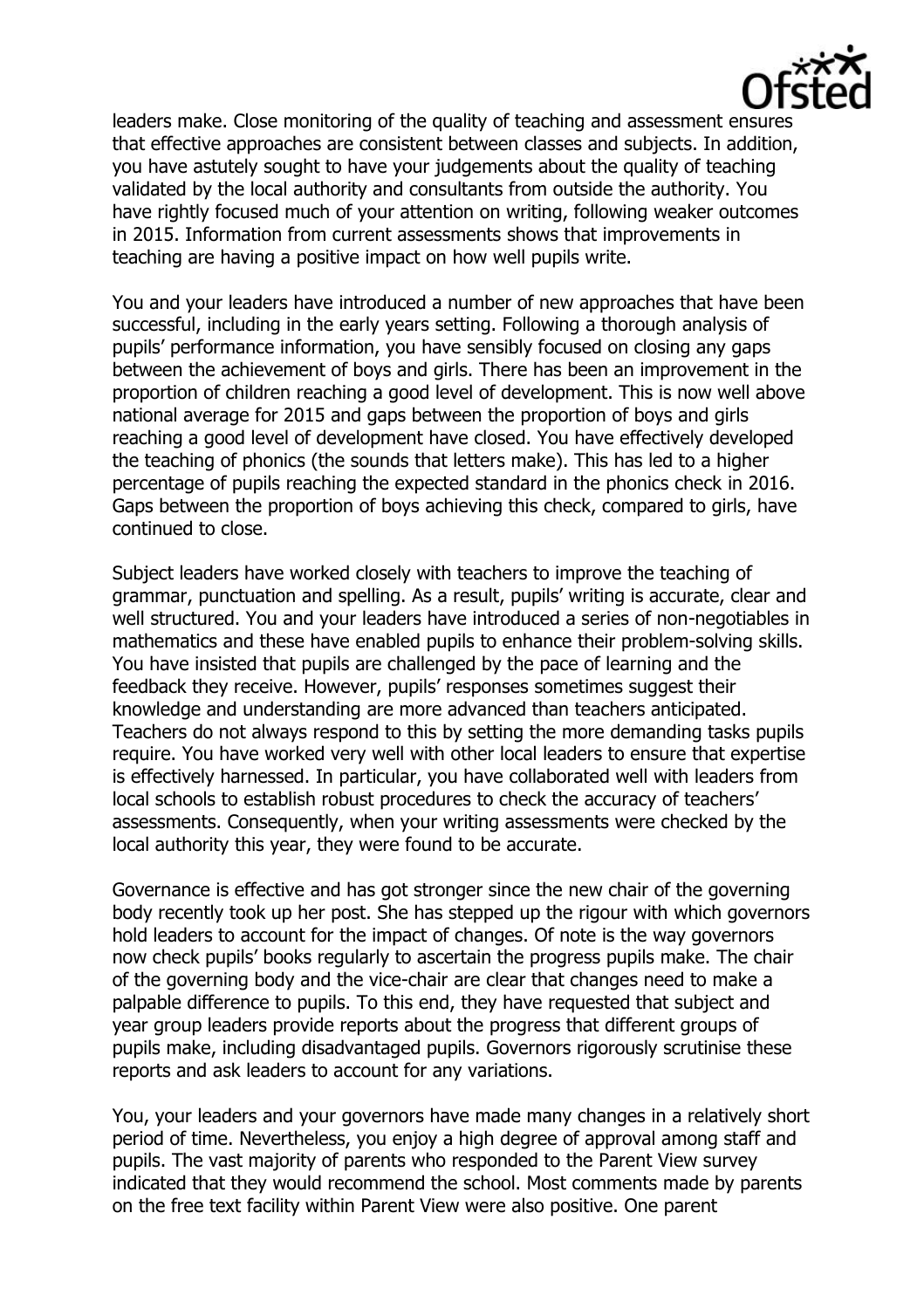leaders make. Close monitoring of the quality of teaching and assessment ensures that effective approaches are consistent between classes and subjects. In addition, you have astutely sought to have your judgements about the quality of teaching validated by the local authority and consultants from outside the authority. You have rightly focused much of your attention on writing, following weaker outcomes in 2015. Information from current assessments shows that improvements in teaching are having a positive impact on how well pupils write.

You and your leaders have introduced a number of new approaches that have been successful, including in the early years setting. Following a thorough analysis of pupils' performance information, you have sensibly focused on closing any gaps between the achievement of boys and girls. There has been an improvement in the proportion of children reaching a good level of development. This is now well above national average for 2015 and gaps between the proportion of boys and girls reaching a good level of development have closed. You have effectively developed the teaching of phonics (the sounds that letters make). This has led to a higher percentage of pupils reaching the expected standard in the phonics check in 2016. Gaps between the proportion of boys achieving this check, compared to girls, have continued to close.

Subject leaders have worked closely with teachers to improve the teaching of grammar, punctuation and spelling. As a result, pupils' writing is accurate, clear and well structured. You and your leaders have introduced a series of non-negotiables in mathematics and these have enabled pupils to enhance their problem-solving skills. You have insisted that pupils are challenged by the pace of learning and the feedback they receive. However, pupils' responses sometimes suggest their knowledge and understanding are more advanced than teachers anticipated. Teachers do not always respond to this by setting the more demanding tasks pupils require. You have worked very well with other local leaders to ensure that expertise is effectively harnessed. In particular, you have collaborated well with leaders from local schools to establish robust procedures to check the accuracy of teachers' assessments. Consequently, when your writing assessments were checked by the local authority this year, they were found to be accurate.

Governance is effective and has got stronger since the new chair of the governing body recently took up her post. She has stepped up the rigour with which governors hold leaders to account for the impact of changes. Of note is the way governors now check pupils' books regularly to ascertain the progress pupils make. The chair of the governing body and the vice-chair are clear that changes need to make a palpable difference to pupils. To this end, they have requested that subject and year group leaders provide reports about the progress that different groups of pupils make, including disadvantaged pupils. Governors rigorously scrutinise these reports and ask leaders to account for any variations.

You, your leaders and your governors have made many changes in a relatively short period of time. Nevertheless, you enjoy a high degree of approval among staff and pupils. The vast majority of parents who responded to the Parent View survey indicated that they would recommend the school. Most comments made by parents on the free text facility within Parent View were also positive. One parent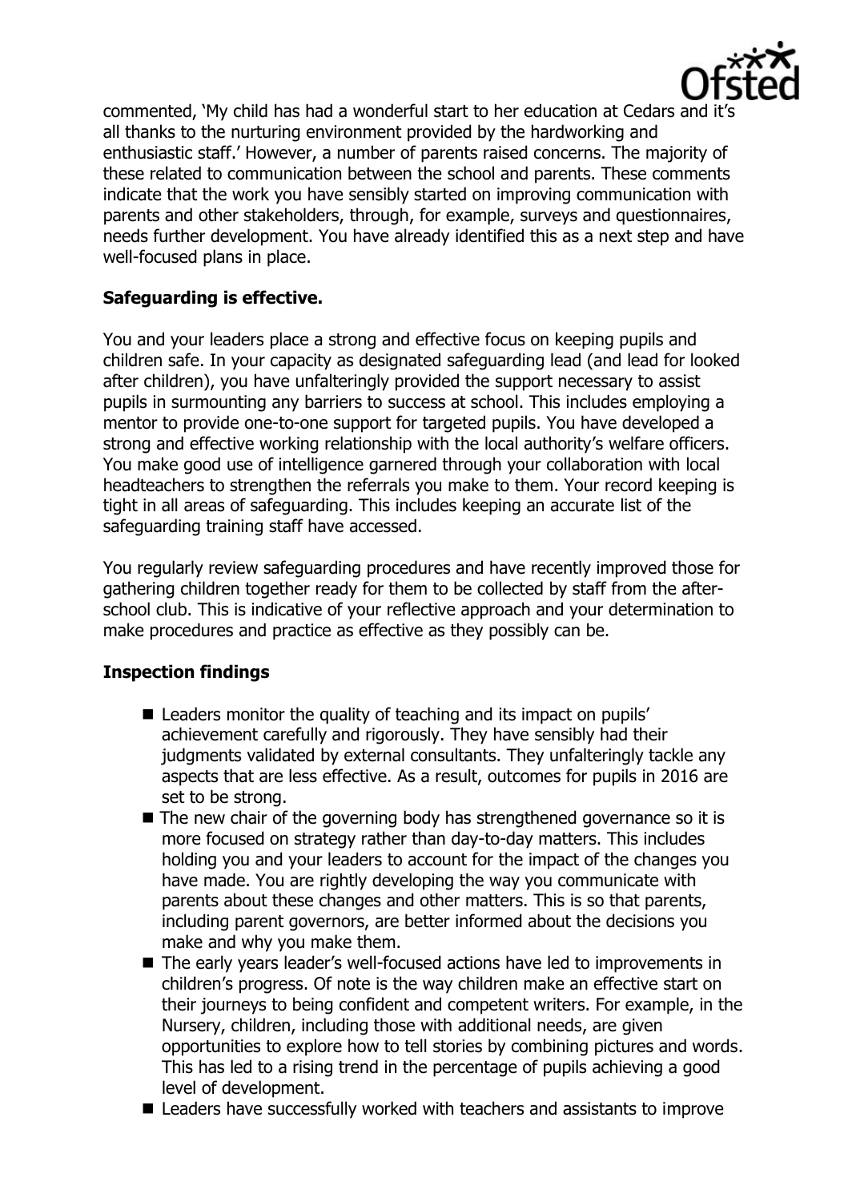commented, 'My child has had a wonderful start to her education at Cedars and it's all thanks to the nurturing environment provided by the hardworking and enthusiastic staff.' However, a number of parents raised concerns. The majority of these related to communication between the school and parents. These comments indicate that the work you have sensibly started on improving communication with parents and other stakeholders, through, for example, surveys and questionnaires, needs further development. You have already identified this as a next step and have well-focused plans in place.

**Safeguarding is effective.**

You and your leaders place a strong and effective focus on keeping pupils and children safe. In your capacity as designated safeguarding lead (and lead for looked after children), you have unfalteringly provided the support necessary to assist pupils in surmounting any barriers to success at school. This includes employing a mentor to provide one-to-one support for targeted pupils. You have developed a strong and effective working relationship with the local authority's welfare officers. You make good use of intelligence garnered through your collaboration with local headteachers to strengthen the referrals you make to them. Your record keeping is tight in all areas of safeguarding. This includes keeping an accurate list of the safeguarding training staff have accessed.

You regularly review safeguarding procedures and have recently improved those for gathering children together ready for them to be collected by staff from the after-school club. This is indicative of your reflective approach and your determination to make procedures and practice as effective as they possibly can be.

**Inspection findings**

- Leaders monitor the quality of teaching and its impact on pupils' achievement carefully and rigorously. They have sensibly had their judgments validated by external consultants. They unfalteringly tackle any aspects that are less effective. As a result, outcomes for pupils in 2016 are set to be strong.
- The new chair of the governing body has strengthened governance so it is more focused on strategy rather than day-to-day matters. This includes holding you and your leaders to account for the impact of the changes you have made. You are rightly developing the way you communicate with parents about these changes and other matters. This is so that parents, including parent governors, are better informed about the decisions you make and why you make them.
- The early years leader's well-focused actions have led to improvements in children's progress. Of note is the way children make an effective start on their journeys to being confident and competent writers. For example, in the Nursery, children, including those with additional needs, are given opportunities to explore how to tell stories by combining pictures and words. This has led to a rising trend in the percentage of pupils achieving a good level of development.
- Leaders have successfully worked with teachers and assistants to improve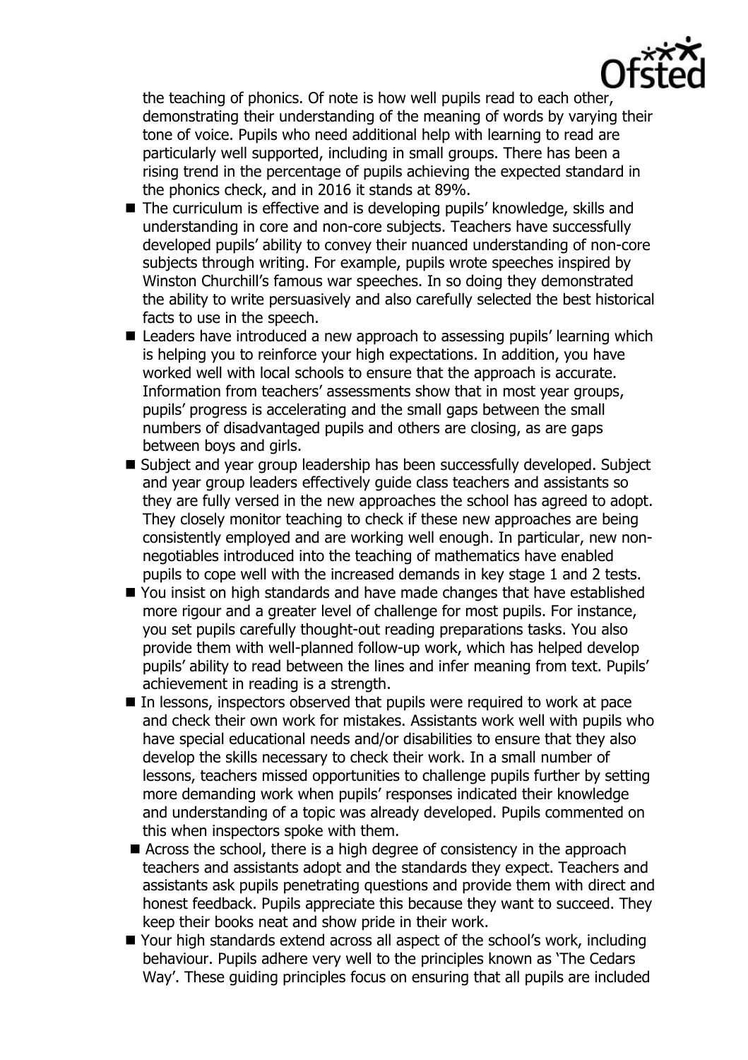the teaching of phonics. Of note is how well pupils read to each other, demonstrating their understanding of the meaning of words by varying their tone of voice. Pupils who need additional help with learning to read are particularly well supported, including in small groups. There has been a rising trend in the percentage of pupils achieving the expected standard in the phonics check, and in 2016 it stands at 89%.

- The curriculum is effective and is developing pupils' knowledge, skills and understanding in core and non-core subjects. Teachers have successfully developed pupils' ability to convey their nuanced understanding of non-core subjects through writing. For example, pupils wrote speeches inspired by Winston Churchill's famous war speeches. In so doing they demonstrated the ability to write persuasively and also carefully selected the best historical facts to use in the speech.
- Leaders have introduced a new approach to assessing pupils' learning which is helping you to reinforce your high expectations. In addition, you have worked well with local schools to ensure that the approach is accurate. Information from teachers' assessments show that in most year groups, pupils' progress is accelerating and the small gaps between the small numbers of disadvantaged pupils and others are closing, as are gaps between boys and girls.
- Subject and year group leadership has been successfully developed. Subject and year group leaders effectively guide class teachers and assistants so they are fully versed in the new approaches the school has agreed to adopt. They closely monitor teaching to check if these new approaches are being consistently employed and are working well enough. In particular, new non-negotiables introduced into the teaching of mathematics have enabled pupils to cope well with the increased demands in key stage 1 and 2 tests.
- You insist on high standards and have made changes that have established more rigour and a greater level of challenge for most pupils. For instance, you set pupils carefully thought-out reading preparations tasks. You also provide them with well-planned follow-up work, which has helped develop pupils' ability to read between the lines and infer meaning from text. Pupils' achievement in reading is a strength.
- In lessons, inspectors observed that pupils were required to work at pace and check their own work for mistakes. Assistants work well with pupils who have special educational needs and/or disabilities to ensure that they also develop the skills necessary to check their work. In a small number of lessons, teachers missed opportunities to challenge pupils further by setting more demanding work when pupils' responses indicated their knowledge and understanding of a topic was already developed. Pupils commented on this when inspectors spoke with them.
- Across the school, there is a high degree of consistency in the approach teachers and assistants adopt and the standards they expect. Teachers and assistants ask pupils penetrating questions and provide them with direct and honest feedback. Pupils appreciate this because they want to succeed. They keep their books neat and show pride in their work.
- Your high standards extend across all aspect of the school's work, including behaviour. Pupils adhere very well to the principles known as 'The Cedars Way'. These guiding principles focus on ensuring that all pupils are included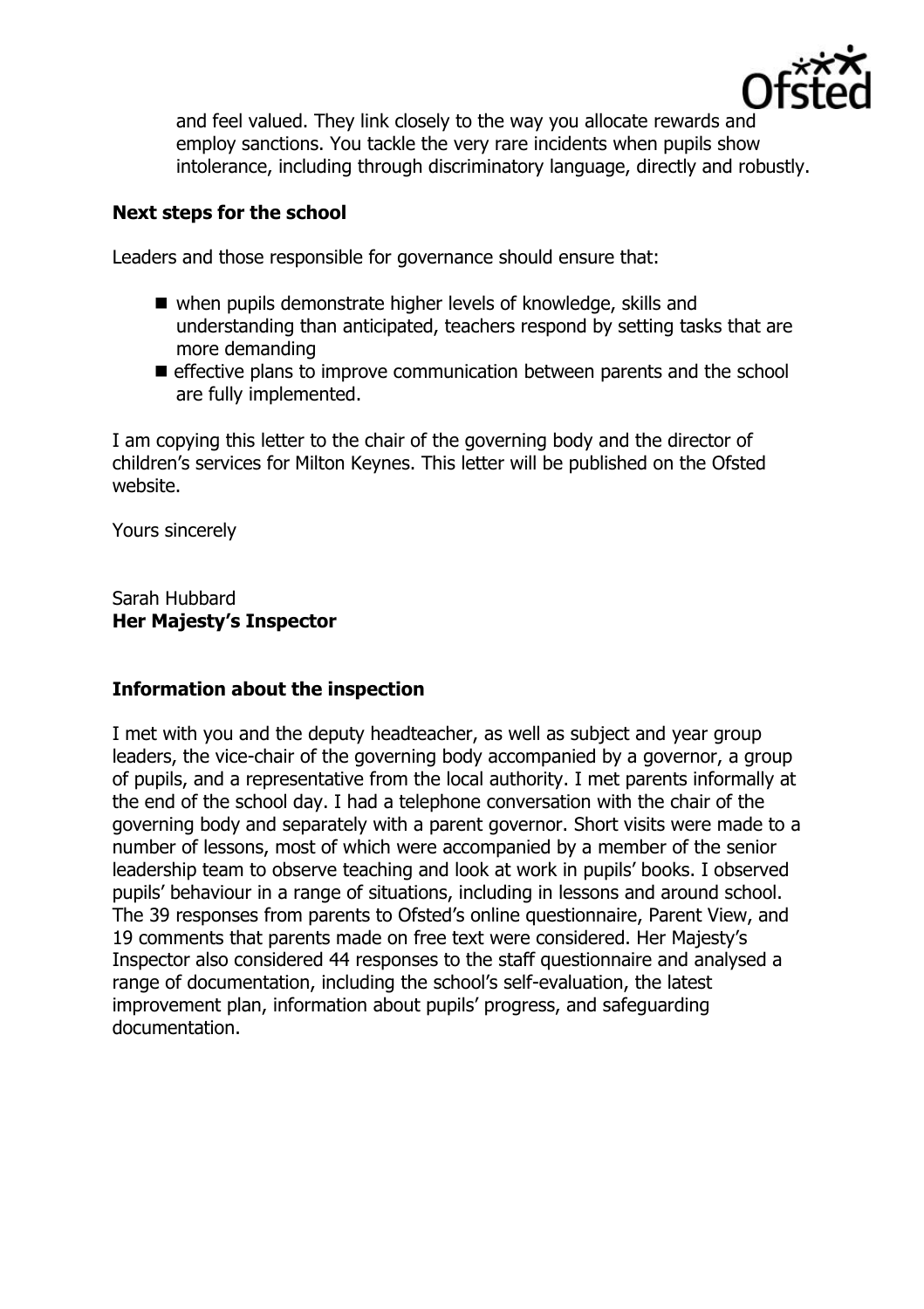and feel valued. They link closely to the way you allocate rewards and employ sanctions. You tackle the very rare incidents when pupils show intolerance, including through discriminatory language, directly and robustly.

**Next steps for the school**

Leaders and those responsible for governance should ensure that:

- when pupils demonstrate higher levels of knowledge, skills and understanding than anticipated, teachers respond by setting tasks that are more demanding
- effective plans to improve communication between parents and the school are fully implemented.

I am copying this letter to the chair of the governing body and the director of children's services for Milton Keynes. This letter will be published on the Ofsted website.

Yours sincerely

Sarah Hubbard
**Her Majesty's Inspector**

## Information about the inspection

I met with you and the deputy headteacher, as well as subject and year group leaders, the vice-chair of the governing body accompanied by a governor, a group of pupils, and a representative from the local authority. I met parents informally at the end of the school day. I had a telephone conversation with the chair of the governing body and separately with a parent governor. Short visits were made to a number of lessons, most of which were accompanied by a member of the senior leadership team to observe teaching and look at work in pupils' books. I observed pupils' behaviour in a range of situations, including in lessons and around school. The 39 responses from parents to Ofsted's online questionnaire, Parent View, and 19 comments that parents made on free text were considered. Her Majesty's Inspector also considered 44 responses to the staff questionnaire and analysed a range of documentation, including the school's self-evaluation, the latest improvement plan, information about pupils' progress, and safeguarding documentation.